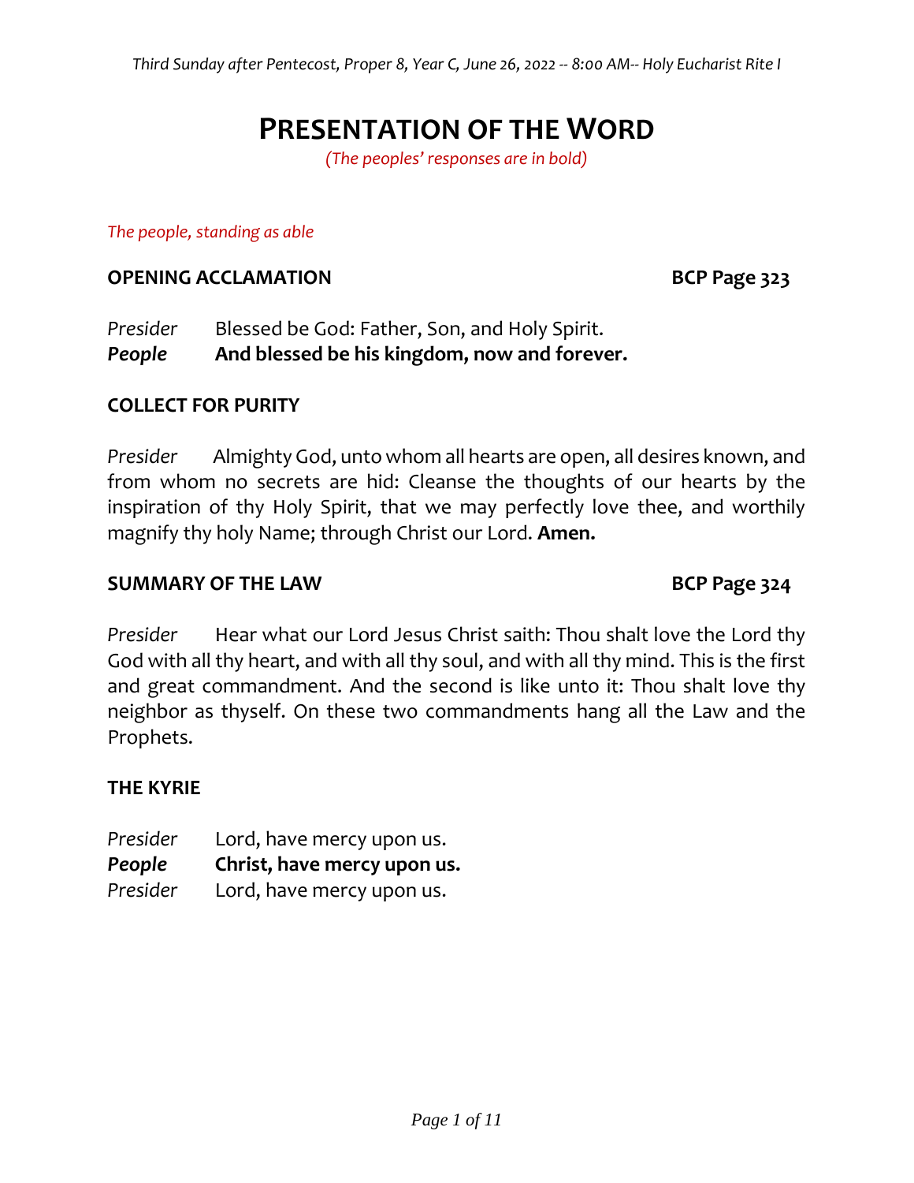# Presentation of the Word

*(The peoples' responses are in bold)*

*The people, standing as able*

**OPENING ACCLAMATION** **BCP Page 323**

*Presider* Blessed be God: Father, Son, and Holy Spirit.
***People*** **And blessed be his kingdom, now and forever.**

**COLLECT FOR PURITY**

*Presider* Almighty God, unto whom all hearts are open, all desires known, and from whom no secrets are hid: Cleanse the thoughts of our hearts by the inspiration of thy Holy Spirit, that we may perfectly love thee, and worthily magnify thy holy Name; through Christ our Lord. **Amen.**

**SUMMARY OF THE LAW** **BCP Page 324**

*Presider* Hear what our Lord Jesus Christ saith: Thou shalt love the Lord thy God with all thy heart, and with all thy soul, and with all thy mind. This is the first and great commandment. And the second is like unto it: Thou shalt love thy neighbor as thyself. On these two commandments hang all the Law and the Prophets.

**THE KYRIE**

*Presider* Lord, have mercy upon us.
***People*** **Christ, have mercy upon us.**
*Presider* Lord, have mercy upon us.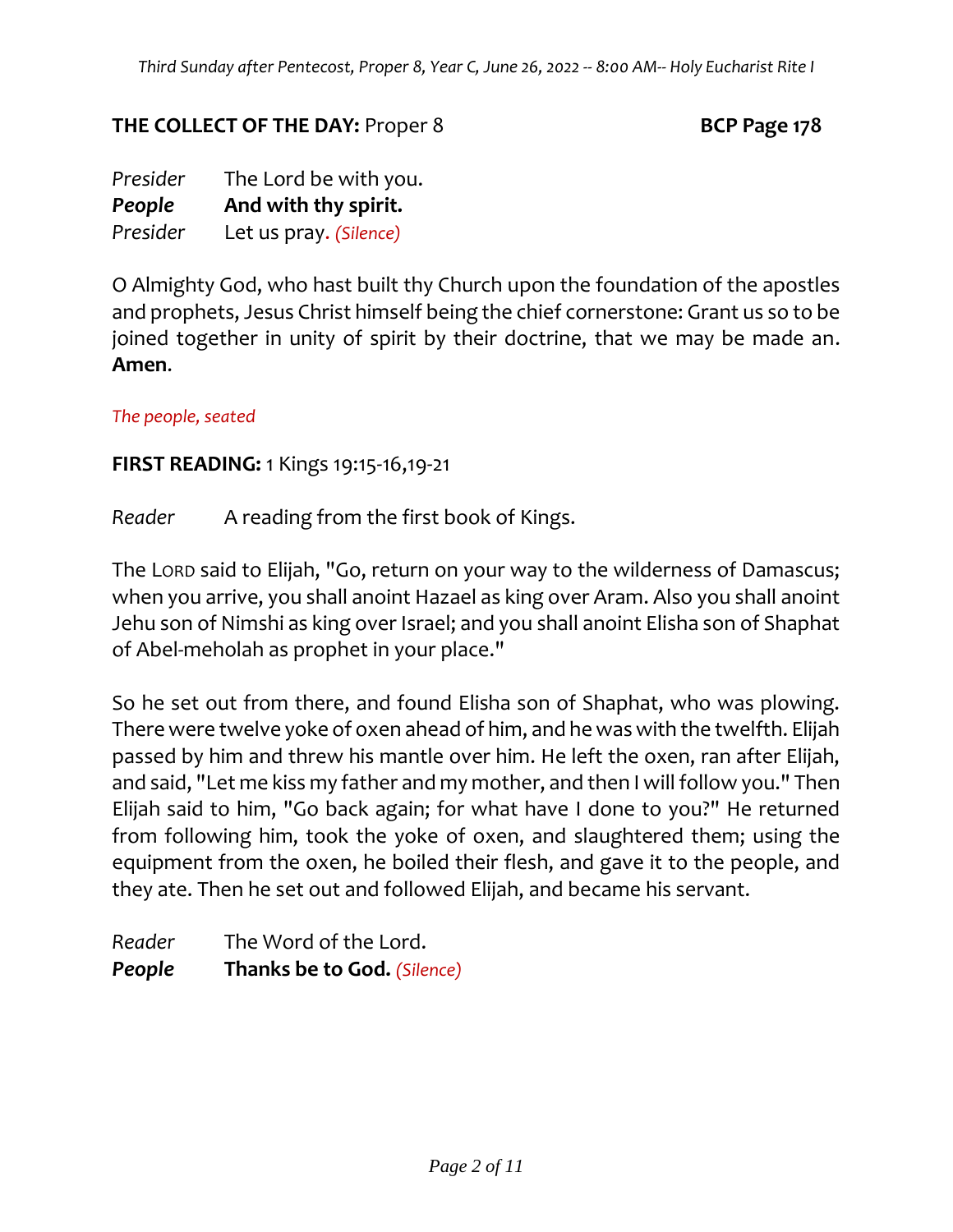*Third Sunday after Pentecost, Proper 8, Year C, June 26, 2022 -- 8:00 AM-- Holy Eucharist Rite I*

**THE COLLECT OF THE DAY:** Proper 8 **BCP Page 178**

*Presider* The Lord be with you.
***People*** **And with thy spirit.**
*Presider* Let us pray. *(Silence)*

O Almighty God, who hast built thy Church upon the foundation of the apostles and prophets, Jesus Christ himself being the chief cornerstone: Grant us so to be joined together in unity of spirit by their doctrine, that we may be made an. **Amen**.

*The people, seated*

**FIRST READING:** 1 Kings 19:15-16,19-21

*Reader* A reading from the first book of Kings.

The LORD said to Elijah, "Go, return on your way to the wilderness of Damascus; when you arrive, you shall anoint Hazael as king over Aram. Also you shall anoint Jehu son of Nimshi as king over Israel; and you shall anoint Elisha son of Shaphat of Abel-meholah as prophet in your place."

So he set out from there, and found Elisha son of Shaphat, who was plowing. There were twelve yoke of oxen ahead of him, and he was with the twelfth. Elijah passed by him and threw his mantle over him. He left the oxen, ran after Elijah, and said, "Let me kiss my father and my mother, and then I will follow you." Then Elijah said to him, "Go back again; for what have I done to you?" He returned from following him, took the yoke of oxen, and slaughtered them; using the equipment from the oxen, he boiled their flesh, and gave it to the people, and they ate. Then he set out and followed Elijah, and became his servant.

*Reader* The Word of the Lord.
***People*** **Thanks be to God.** *(Silence)*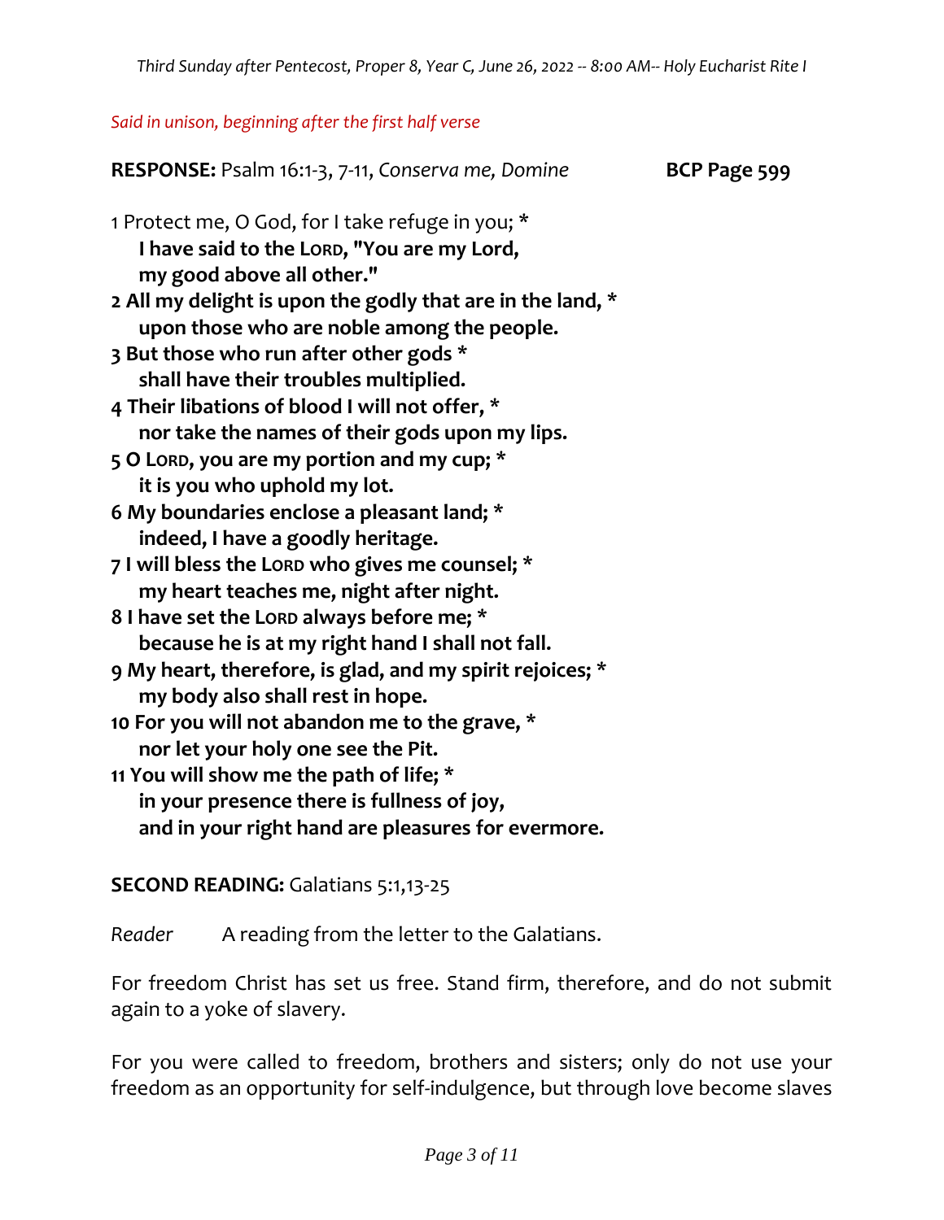*Said in unison, beginning after the first half verse*

**RESPONSE:** Psalm 16:1-3, 7-11, *Conserva me, Domine* **BCP Page 599**

1 Protect me, O God, for I take refuge in you; *
  **I have said to the LORD, "You are my Lord,**
  **my good above all other."**
**2 All my delight is upon the godly that are in the land, ***
  **upon those who are noble among the people.**
**3 But those who run after other gods ***
  **shall have their troubles multiplied.**
**4 Their libations of blood I will not offer, ***
  **nor take the names of their gods upon my lips.**
**5 O LORD, you are my portion and my cup; ***
  **it is you who uphold my lot.**
**6 My boundaries enclose a pleasant land; ***
  **indeed, I have a goodly heritage.**
**7 I will bless the LORD who gives me counsel; ***
  **my heart teaches me, night after night.**
**8 I have set the LORD always before me; ***
  **because he is at my right hand I shall not fall.**
**9 My heart, therefore, is glad, and my spirit rejoices; ***
  **my body also shall rest in hope.**
**10 For you will not abandon me to the grave, ***
  **nor let your holy one see the Pit.**
**11 You will show me the path of life; ***
  **in your presence there is fullness of joy,**
  **and in your right hand are pleasures for evermore.**

**SECOND READING:** Galatians 5:1,13-25

*Reader* A reading from the letter to the Galatians.

For freedom Christ has set us free. Stand firm, therefore, and do not submit again to a yoke of slavery.

For you were called to freedom, brothers and sisters; only do not use your freedom as an opportunity for self-indulgence, but through love become slaves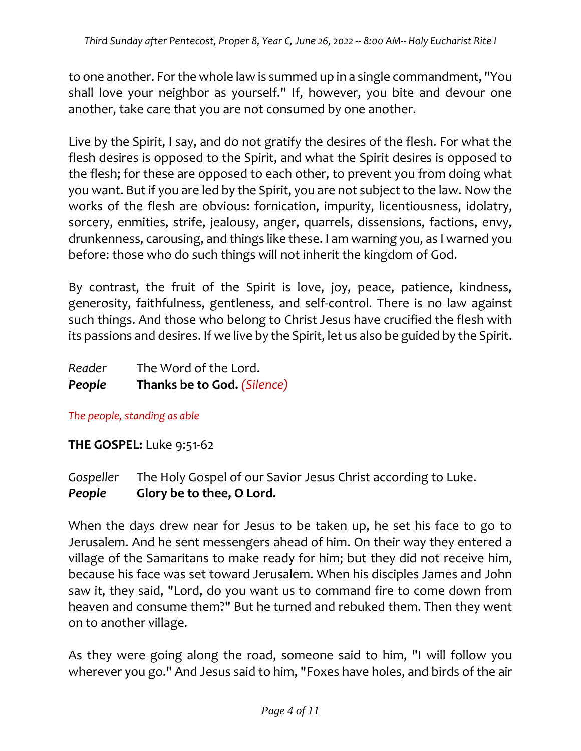to one another. For the whole law is summed up in a single commandment, "You shall love your neighbor as yourself." If, however, you bite and devour one another, take care that you are not consumed by one another.

Live by the Spirit, I say, and do not gratify the desires of the flesh. For what the flesh desires is opposed to the Spirit, and what the Spirit desires is opposed to the flesh; for these are opposed to each other, to prevent you from doing what you want. But if you are led by the Spirit, you are not subject to the law. Now the works of the flesh are obvious: fornication, impurity, licentiousness, idolatry, sorcery, enmities, strife, jealousy, anger, quarrels, dissensions, factions, envy, drunkenness, carousing, and things like these. I am warning you, as I warned you before: those who do such things will not inherit the kingdom of God.

By contrast, the fruit of the Spirit is love, joy, peace, patience, kindness, generosity, faithfulness, gentleness, and self-control. There is no law against such things. And those who belong to Christ Jesus have crucified the flesh with its passions and desires. If we live by the Spirit, let us also be guided by the Spirit.

*Reader* The Word of the Lord.
***People*** **Thanks be to God.** *(Silence)*

*The people, standing as able*

**THE GOSPEL:** Luke 9:51-62

*Gospeller* The Holy Gospel of our Savior Jesus Christ according to Luke.
***People*** **Glory be to thee, O Lord.**

When the days drew near for Jesus to be taken up, he set his face to go to Jerusalem. And he sent messengers ahead of him. On their way they entered a village of the Samaritans to make ready for him; but they did not receive him, because his face was set toward Jerusalem. When his disciples James and John saw it, they said, "Lord, do you want us to command fire to come down from heaven and consume them?" But he turned and rebuked them. Then they went on to another village.

As they were going along the road, someone said to him, "I will follow you wherever you go." And Jesus said to him, "Foxes have holes, and birds of the air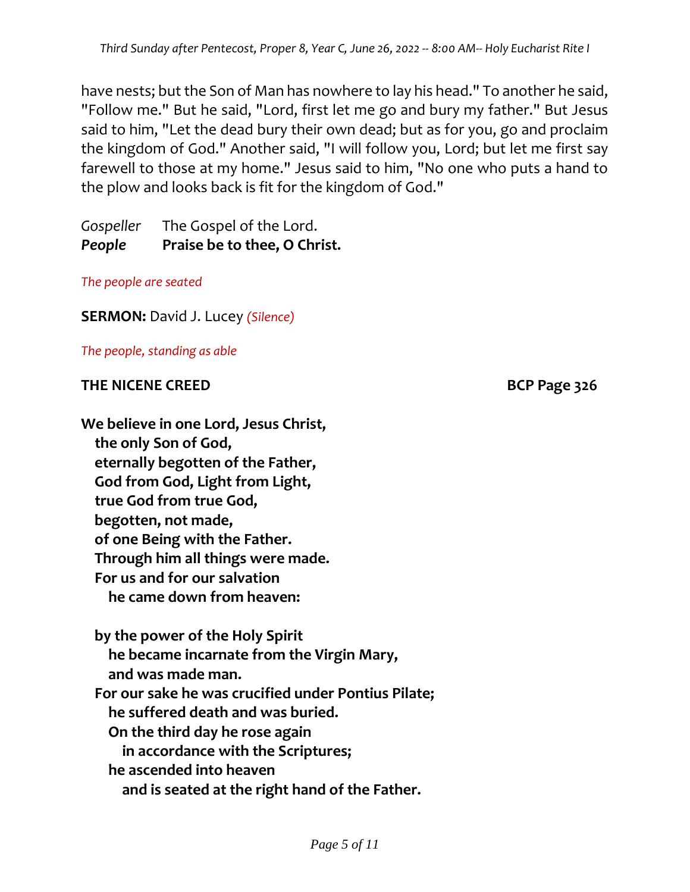have nests; but the Son of Man has nowhere to lay his head." To another he said, "Follow me." But he said, "Lord, first let me go and bury my father." But Jesus said to him, "Let the dead bury their own dead; but as for you, go and proclaim the kingdom of God." Another said, "I will follow you, Lord; but let me first say farewell to those at my home." Jesus said to him, "No one who puts a hand to the plow and looks back is fit for the kingdom of God."

*Gospeller* The Gospel of the Lord.
***People*** **Praise be to thee, O Christ.**

*The people are seated*

**SERMON:** David J. Lucey *(Silence)*

*The people, standing as able*

**THE NICENE CREED** **BCP Page 326**

**We believe in one Lord, Jesus Christ,**
**the only Son of God,**
**eternally begotten of the Father,**
**God from God, Light from Light,**
**true God from true God,**
**begotten, not made,**
**of one Being with the Father.**
**Through him all things were made.**
**For us and for our salvation**
**he came down from heaven:**

**by the power of the Holy Spirit**
**he became incarnate from the Virgin Mary,**
**and was made man.**
**For our sake he was crucified under Pontius Pilate;**
**he suffered death and was buried.**
**On the third day he rose again**
**in accordance with the Scriptures;**
**he ascended into heaven**
**and is seated at the right hand of the Father.**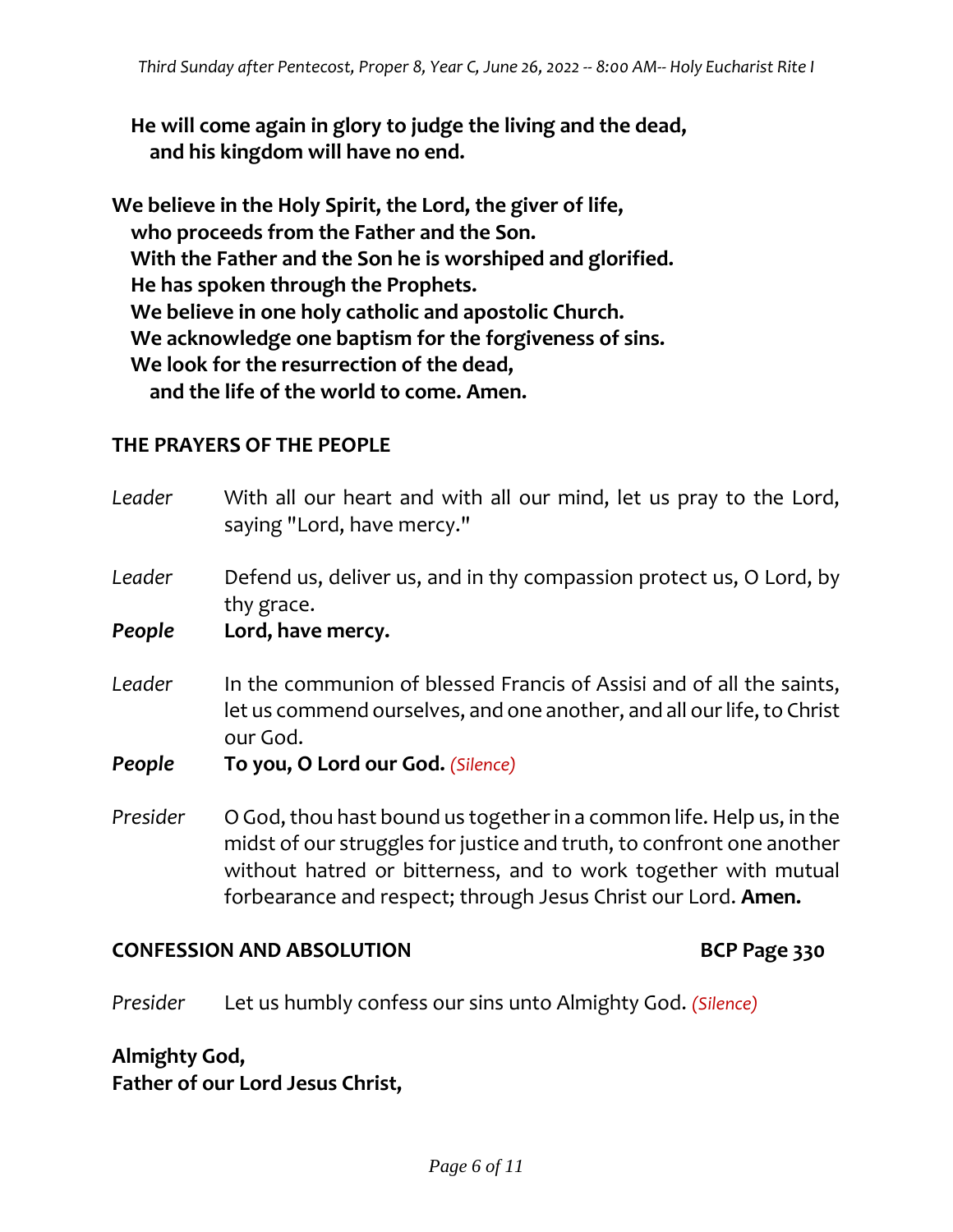**He will come again in glory to judge the living and the dead,**
**and his kingdom will have no end.**

**We believe in the Holy Spirit, the Lord, the giver of life,**
**who proceeds from the Father and the Son.**
**With the Father and the Son he is worshiped and glorified.**
**He has spoken through the Prophets.**
**We believe in one holy catholic and apostolic Church.**
**We acknowledge one baptism for the forgiveness of sins.**
**We look for the resurrection of the dead,**
**and the life of the world to come. Amen.**

## THE PRAYERS OF THE PEOPLE

*Leader* With all our heart and with all our mind, let us pray to the Lord, saying "Lord, have mercy."

*Leader* Defend us, deliver us, and in thy compassion protect us, O Lord, by thy grace.

***People*** **Lord, have mercy.**

*Leader* In the communion of blessed Francis of Assisi and of all the saints, let us commend ourselves, and one another, and all our life, to Christ our God.

***People*** **To you, O Lord our God.** *(Silence)*

*Presider* O God, thou hast bound us together in a common life. Help us, in the midst of our struggles for justice and truth, to confront one another without hatred or bitterness, and to work together with mutual forbearance and respect; through Jesus Christ our Lord. **Amen.**

## CONFESSION AND ABSOLUTION BCP Page 330

*Presider* Let us humbly confess our sins unto Almighty God. *(Silence)*

**Almighty God,**
**Father of our Lord Jesus Christ,**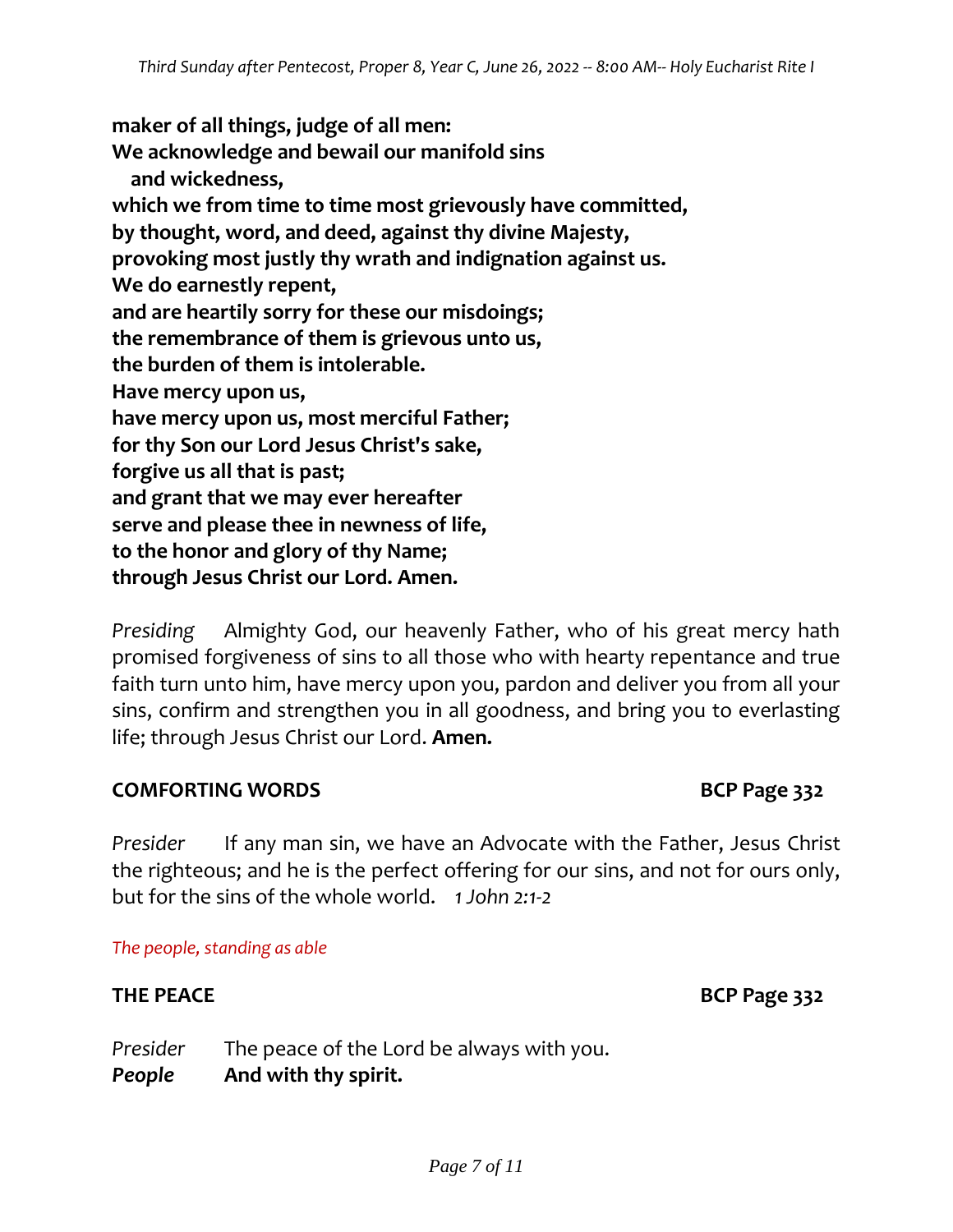**maker of all things, judge of all men:**
**We acknowledge and bewail our manifold sins**
**and wickedness,**
**which we from time to time most grievously have committed,**
**by thought, word, and deed, against thy divine Majesty,**
**provoking most justly thy wrath and indignation against us.**
**We do earnestly repent,**
**and are heartily sorry for these our misdoings;**
**the remembrance of them is grievous unto us,**
**the burden of them is intolerable.**
**Have mercy upon us,**
**have mercy upon us, most merciful Father;**
**for thy Son our Lord Jesus Christ's sake,**
**forgive us all that is past;**
**and grant that we may ever hereafter**
**serve and please thee in newness of life,**
**to the honor and glory of thy Name;**
**through Jesus Christ our Lord. Amen.**

*Presiding* Almighty God, our heavenly Father, who of his great mercy hath promised forgiveness of sins to all those who with hearty repentance and true faith turn unto him, have mercy upon you, pardon and deliver you from all your sins, confirm and strengthen you in all goodness, and bring you to everlasting life; through Jesus Christ our Lord. **Amen.**

**COMFORTING WORDS** **BCP Page 332**

*Presider* If any man sin, we have an Advocate with the Father, Jesus Christ the righteous; and he is the perfect offering for our sins, and not for ours only, but for the sins of the whole world. *1 John 2:1-2*

*The people, standing as able*

**THE PEACE** **BCP Page 332**

*Presider* The peace of the Lord be always with you.
***People*** **And with thy spirit.**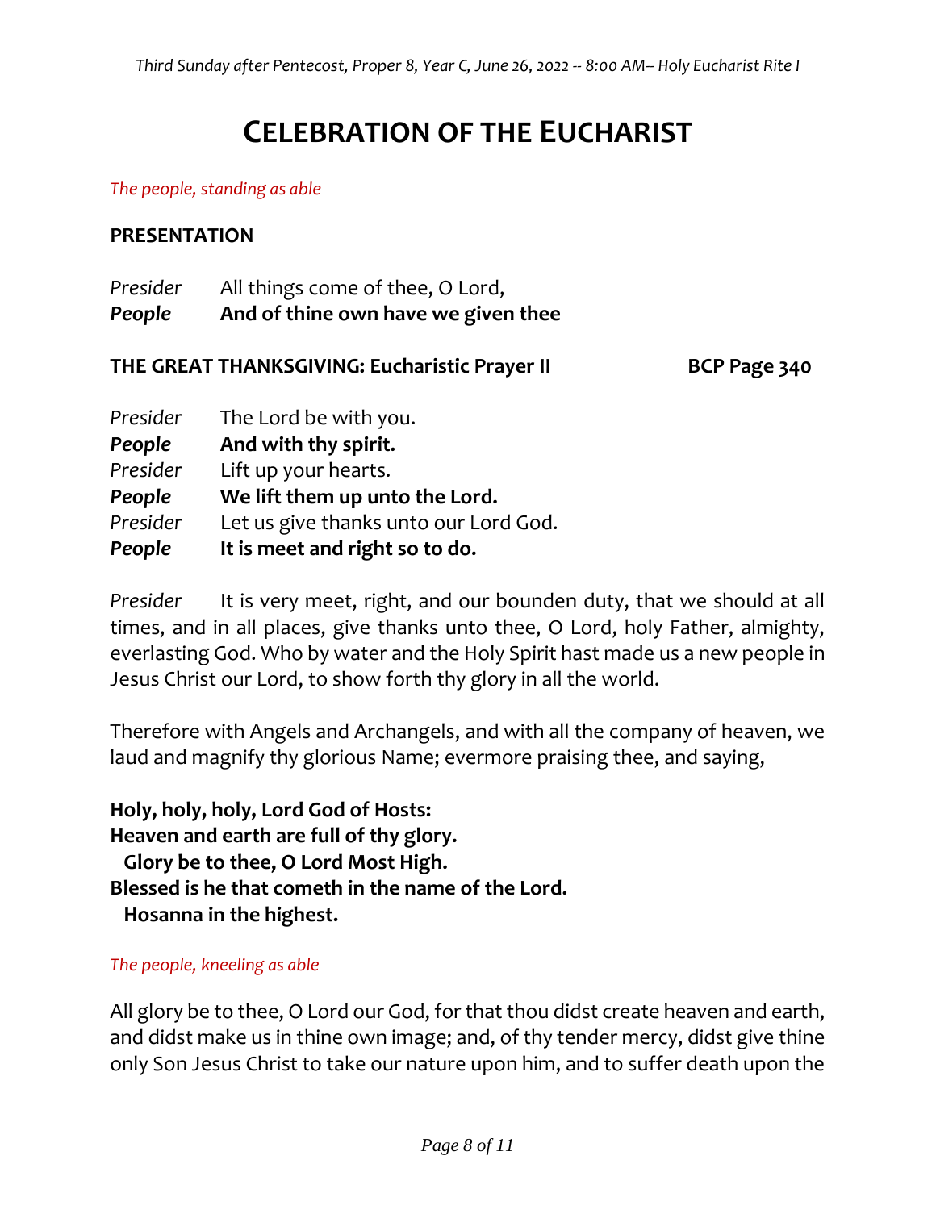# CELEBRATION OF THE EUCHARIST

*The people, standing as able*

**PRESENTATION**

*Presider* All things come of thee, O Lord,
***People*** **And of thine own have we given thee**

**THE GREAT THANKSGIVING: Eucharistic Prayer II** **BCP Page 340**

*Presider* The Lord be with you.
***People*** **And with thy spirit.**
*Presider* Lift up your hearts.
***People*** **We lift them up unto the Lord.**
*Presider* Let us give thanks unto our Lord God.
***People*** **It is meet and right so to do.**

*Presider* It is very meet, right, and our bounden duty, that we should at all times, and in all places, give thanks unto thee, O Lord, holy Father, almighty, everlasting God. Who by water and the Holy Spirit hast made us a new people in Jesus Christ our Lord, to show forth thy glory in all the world.

Therefore with Angels and Archangels, and with all the company of heaven, we laud and magnify thy glorious Name; evermore praising thee, and saying,

**Holy, holy, holy, Lord God of Hosts:**
**Heaven and earth are full of thy glory.**
**Glory be to thee, O Lord Most High.**
**Blessed is he that cometh in the name of the Lord.**
**Hosanna in the highest.**

*The people, kneeling as able*

All glory be to thee, O Lord our God, for that thou didst create heaven and earth, and didst make us in thine own image; and, of thy tender mercy, didst give thine only Son Jesus Christ to take our nature upon him, and to suffer death upon the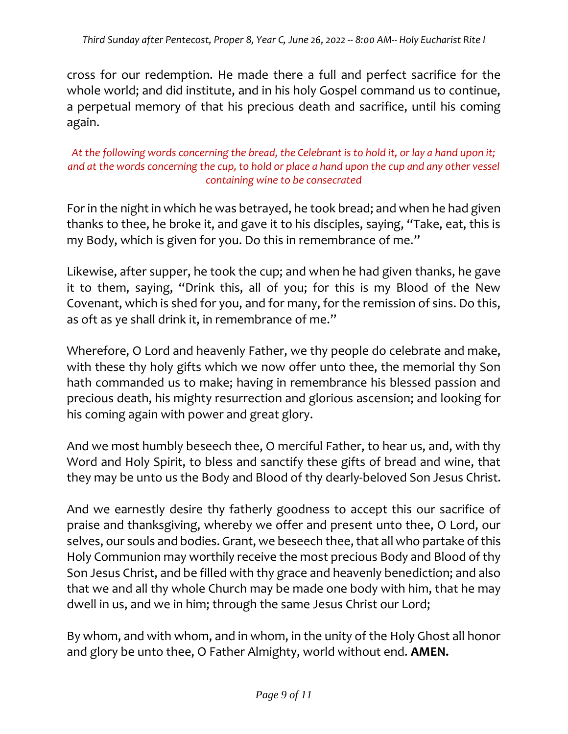cross for our redemption. He made there a full and perfect sacrifice for the whole world; and did institute, and in his holy Gospel command us to continue, a perpetual memory of that his precious death and sacrifice, until his coming again.

*At the following words concerning the bread, the Celebrant is to hold it, or lay a hand upon it; and at the words concerning the cup, to hold or place a hand upon the cup and any other vessel containing wine to be consecrated*

For in the night in which he was betrayed, he took bread; and when he had given thanks to thee, he broke it, and gave it to his disciples, saying, "Take, eat, this is my Body, which is given for you. Do this in remembrance of me."

Likewise, after supper, he took the cup; and when he had given thanks, he gave it to them, saying, "Drink this, all of you; for this is my Blood of the New Covenant, which is shed for you, and for many, for the remission of sins. Do this, as oft as ye shall drink it, in remembrance of me."

Wherefore, O Lord and heavenly Father, we thy people do celebrate and make, with these thy holy gifts which we now offer unto thee, the memorial thy Son hath commanded us to make; having in remembrance his blessed passion and precious death, his mighty resurrection and glorious ascension; and looking for his coming again with power and great glory.

And we most humbly beseech thee, O merciful Father, to hear us, and, with thy Word and Holy Spirit, to bless and sanctify these gifts of bread and wine, that they may be unto us the Body and Blood of thy dearly-beloved Son Jesus Christ.

And we earnestly desire thy fatherly goodness to accept this our sacrifice of praise and thanksgiving, whereby we offer and present unto thee, O Lord, our selves, our souls and bodies. Grant, we beseech thee, that all who partake of this Holy Communion may worthily receive the most precious Body and Blood of thy Son Jesus Christ, and be filled with thy grace and heavenly benediction; and also that we and all thy whole Church may be made one body with him, that he may dwell in us, and we in him; through the same Jesus Christ our Lord;

By whom, and with whom, and in whom, in the unity of the Holy Ghost all honor and glory be unto thee, O Father Almighty, world without end. **AMEN.**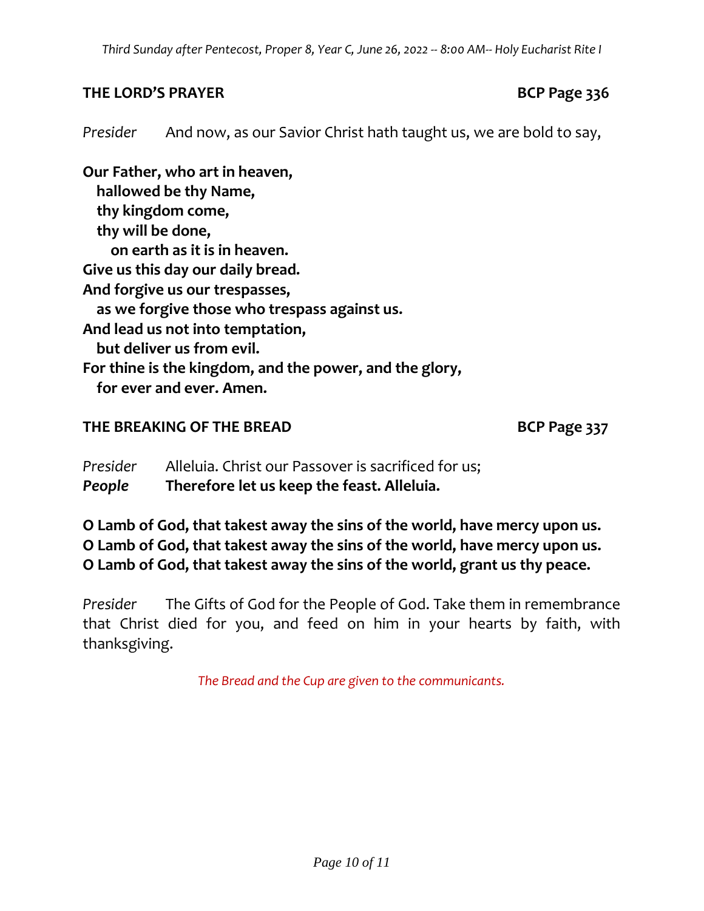## THE LORD'S PRAYER — BCP Page 336

*Presider* And now, as our Savior Christ hath taught us, we are bold to say,

**Our Father, who art in heaven,**
**hallowed be thy Name,**
**thy kingdom come,**
**thy will be done,**
**on earth as it is in heaven.**
**Give us this day our daily bread.**
**And forgive us our trespasses,**
**as we forgive those who trespass against us.**
**And lead us not into temptation,**
**but deliver us from evil.**
**For thine is the kingdom, and the power, and the glory,**
**for ever and ever. Amen.**

## THE BREAKING OF THE BREAD — BCP Page 337

*Presider* Alleluia. Christ our Passover is sacrificed for us;
***People*** **Therefore let us keep the feast. Alleluia.**

**O Lamb of God, that takest away the sins of the world, have mercy upon us.**
**O Lamb of God, that takest away the sins of the world, have mercy upon us.**
**O Lamb of God, that takest away the sins of the world, grant us thy peace.**

*Presider* The Gifts of God for the People of God. Take them in remembrance that Christ died for you, and feed on him in your hearts by faith, with thanksgiving.

*The Bread and the Cup are given to the communicants.*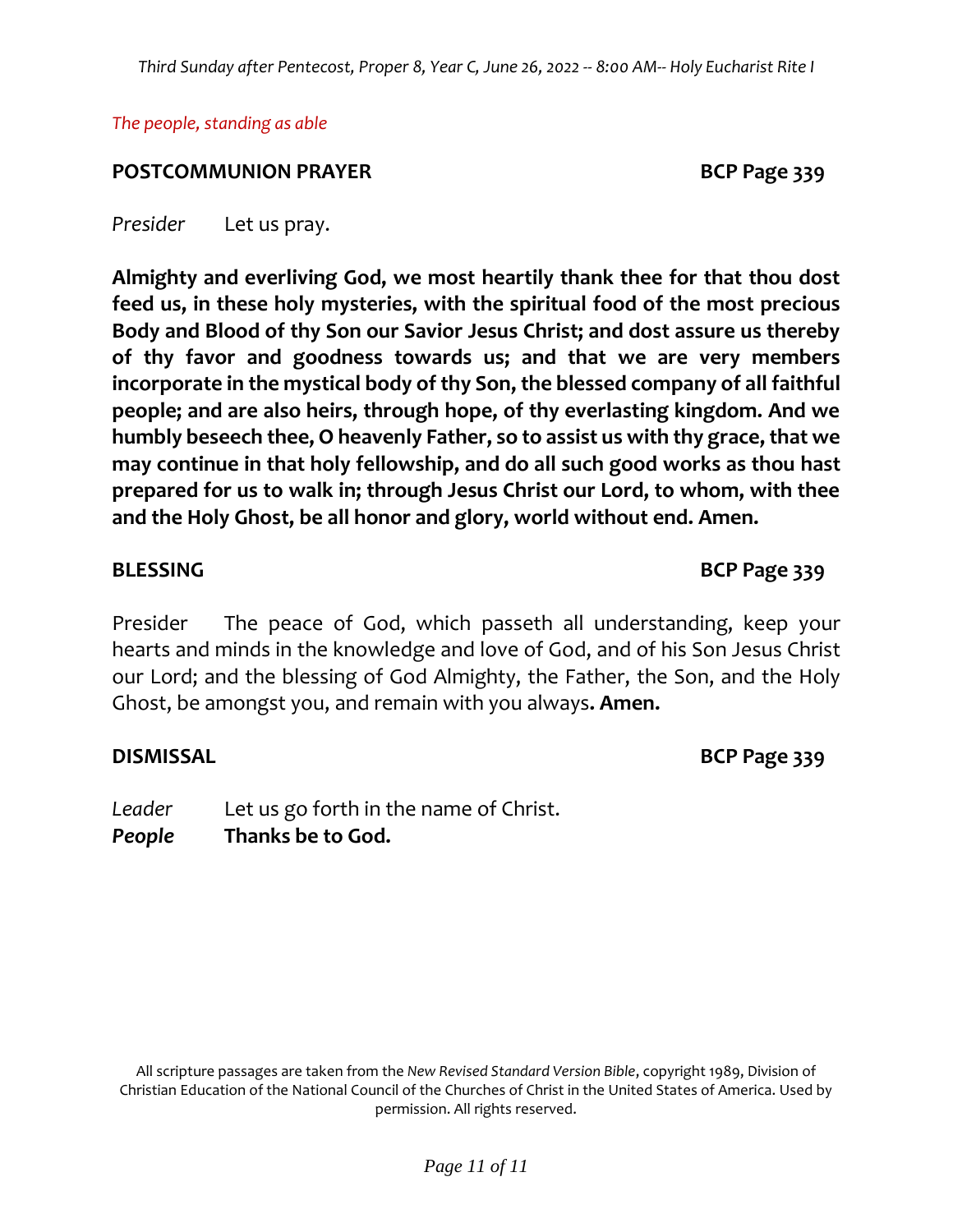*The people, standing as able*

**POSTCOMMUNION PRAYER** **BCP Page 339**

*Presider* Let us pray.

**Almighty and everliving God, we most heartily thank thee for that thou dost feed us, in these holy mysteries, with the spiritual food of the most precious Body and Blood of thy Son our Savior Jesus Christ; and dost assure us thereby of thy favor and goodness towards us; and that we are very members incorporate in the mystical body of thy Son, the blessed company of all faithful people; and are also heirs, through hope, of thy everlasting kingdom. And we humbly beseech thee, O heavenly Father, so to assist us with thy grace, that we may continue in that holy fellowship, and do all such good works as thou hast prepared for us to walk in; through Jesus Christ our Lord, to whom, with thee and the Holy Ghost, be all honor and glory, world without end. Amen.**

**BLESSING** **BCP Page 339**

Presider The peace of God, which passeth all understanding, keep your hearts and minds in the knowledge and love of God, and of his Son Jesus Christ our Lord; and the blessing of God Almighty, the Father, the Son, and the Holy Ghost, be amongst you, and remain with you always**. Amen.**

**DISMISSAL** **BCP Page 339**

*Leader* Let us go forth in the name of Christ.
***People*** **Thanks be to God.**

All scripture passages are taken from the *New Revised Standard Version Bible*, copyright 1989, Division of Christian Education of the National Council of the Churches of Christ in the United States of America. Used by permission. All rights reserved.